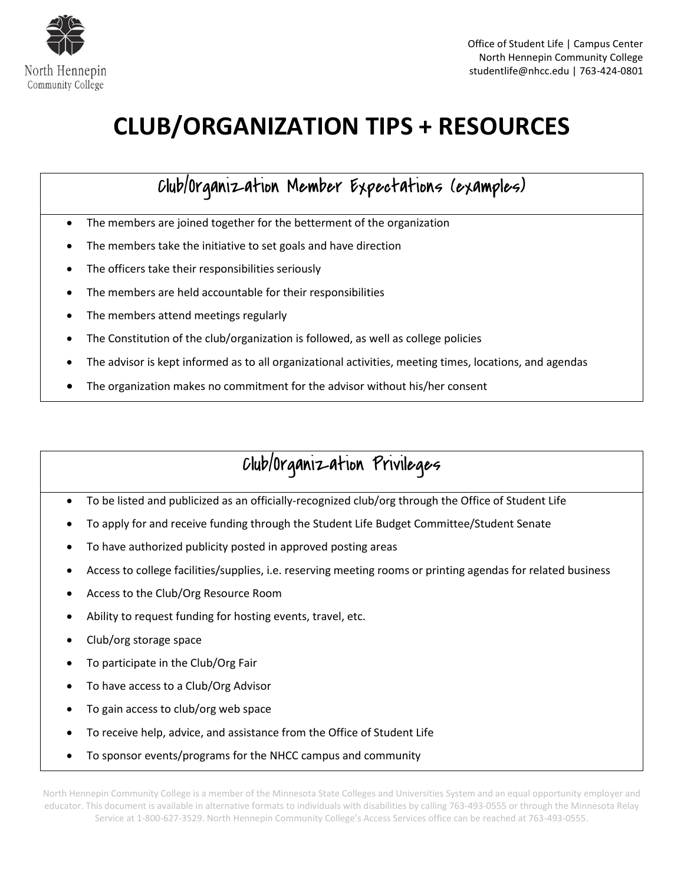Office of Student Life | Campus Center
North Hennepin Community College
studentlife@nhcc.edu | 763-424-0801

# CLUB/ORGANIZATION TIPS + RESOURCES

## Club/Organization Member Expectations (examples)

- The members are joined together for the betterment of the organization
- The members take the initiative to set goals and have direction
- The officers take their responsibilities seriously
- The members are held accountable for their responsibilities
- The members attend meetings regularly
- The Constitution of the club/organization is followed, as well as college policies
- The advisor is kept informed as to all organizational activities, meeting times, locations, and agendas
- The organization makes no commitment for the advisor without his/her consent

## Club/Organization Privileges

- To be listed and publicized as an officially-recognized club/org through the Office of Student Life
- To apply for and receive funding through the Student Life Budget Committee/Student Senate
- To have authorized publicity posted in approved posting areas
- Access to college facilities/supplies, i.e. reserving meeting rooms or printing agendas for related business
- Access to the Club/Org Resource Room
- Ability to request funding for hosting events, travel, etc.
- Club/org storage space
- To participate in the Club/Org Fair
- To have access to a Club/Org Advisor
- To gain access to club/org web space
- To receive help, advice, and assistance from the Office of Student Life
- To sponsor events/programs for the NHCC campus and community

North Hennepin Community College is a member of the Minnesota State Colleges and Universities System and an equal opportunity employer and educator. This document is available in alternative formats to individuals with disabilities by calling 763-493-0555 or through the Minnesota Relay Service at 1-800-627-3529. North Hennepin Community College's Access Services office can be reached at 763-493-0555.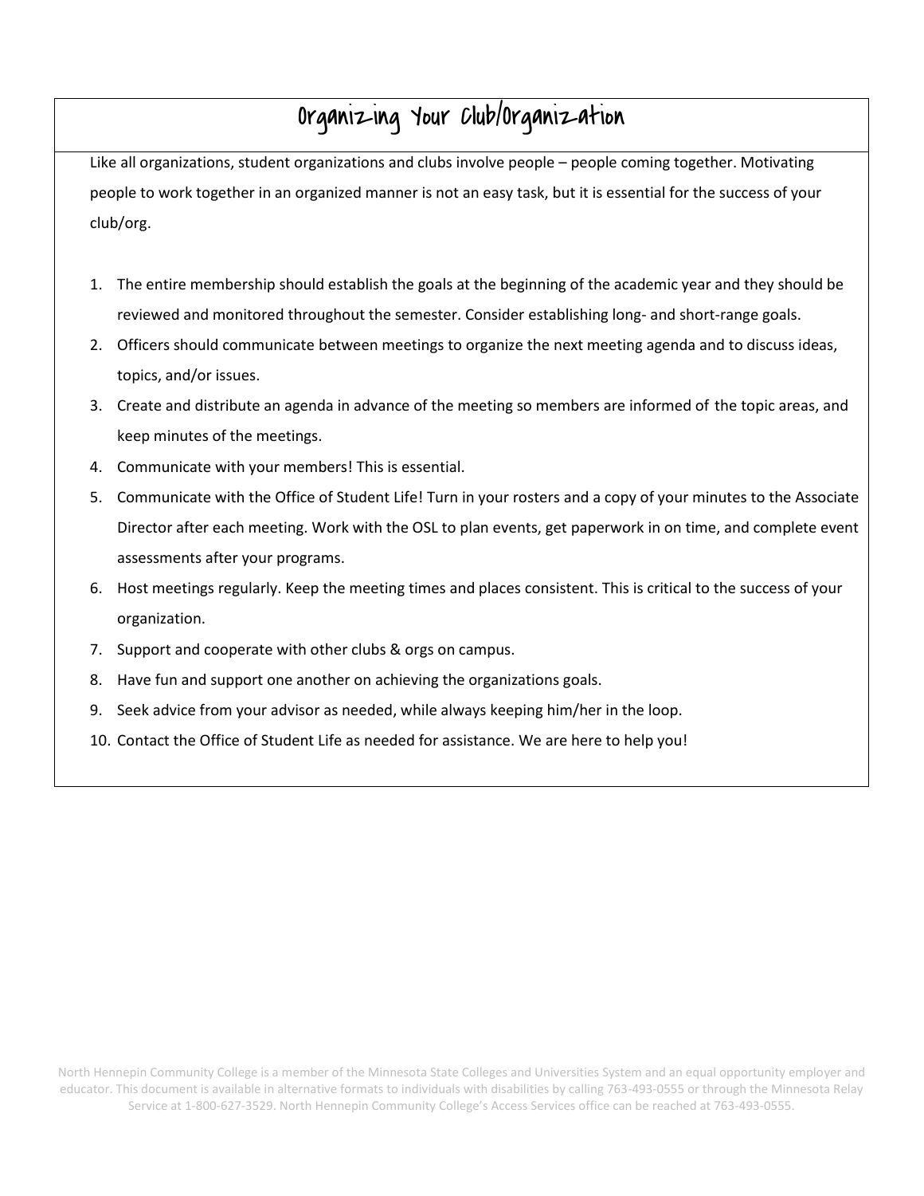# Organizing Your Club/Organization

Like all organizations, student organizations and clubs involve people – people coming together. Motivating people to work together in an organized manner is not an easy task, but it is essential for the success of your club/org.

1. The entire membership should establish the goals at the beginning of the academic year and they should be reviewed and monitored throughout the semester. Consider establishing long- and short-range goals.
2. Officers should communicate between meetings to organize the next meeting agenda and to discuss ideas, topics, and/or issues.
3. Create and distribute an agenda in advance of the meeting so members are informed of the topic areas, and keep minutes of the meetings.
4. Communicate with your members! This is essential.
5. Communicate with the Office of Student Life! Turn in your rosters and a copy of your minutes to the Associate Director after each meeting. Work with the OSL to plan events, get paperwork in on time, and complete event assessments after your programs.
6. Host meetings regularly. Keep the meeting times and places consistent. This is critical to the success of your organization.
7. Support and cooperate with other clubs & orgs on campus.
8. Have fun and support one another on achieving the organizations goals.
9. Seek advice from your advisor as needed, while always keeping him/her in the loop.
10. Contact the Office of Student Life as needed for assistance. We are here to help you!

North Hennepin Community College is a member of the Minnesota State Colleges and Universities System and an equal opportunity employer and educator. This document is available in alternative formats to individuals with disabilities by calling 763-493-0555 or through the Minnesota Relay Service at 1-800-627-3529. North Hennepin Community College's Access Services office can be reached at 763-493-0555.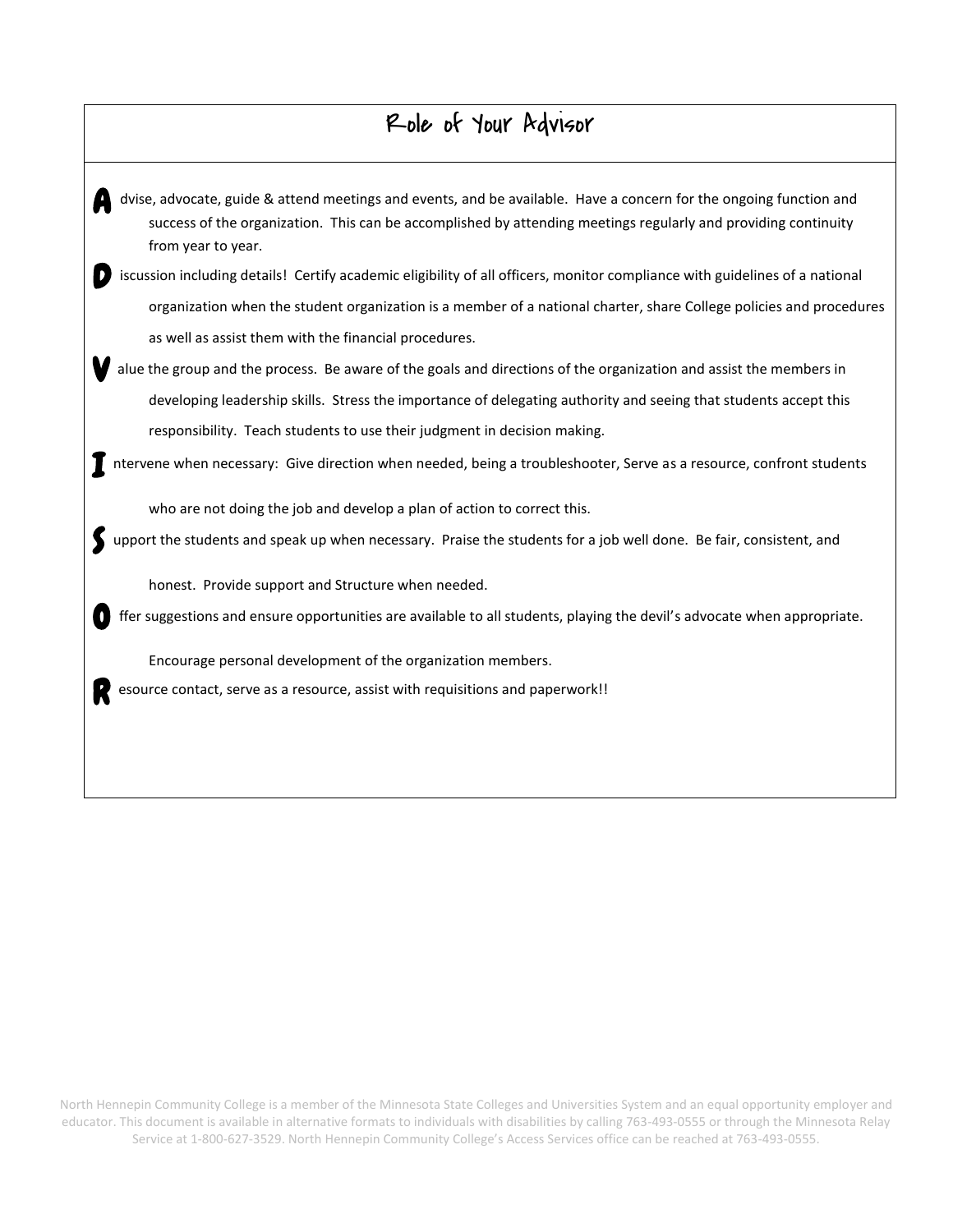# Role of Your Advisor

**A** dvise, advocate, guide & attend meetings and events, and be available. Have a concern for the ongoing function and success of the organization. This can be accomplished by attending meetings regularly and providing continuity from year to year.

**D** iscussion including details! Certify academic eligibility of all officers, monitor compliance with guidelines of a national organization when the student organization is a member of a national charter, share College policies and procedures as well as assist them with the financial procedures.

**V** alue the group and the process. Be aware of the goals and directions of the organization and assist the members in developing leadership skills. Stress the importance of delegating authority and seeing that students accept this responsibility. Teach students to use their judgment in decision making.

**I** ntervene when necessary: Give direction when needed, being a troubleshooter, Serve as a resource, confront students who are not doing the job and develop a plan of action to correct this.

**S** upport the students and speak up when necessary. Praise the students for a job well done. Be fair, consistent, and honest. Provide support and Structure when needed.

**O** ffer suggestions and ensure opportunities are available to all students, playing the devil's advocate when appropriate. Encourage personal development of the organization members.

**R** esource contact, serve as a resource, assist with requisitions and paperwork!!

North Hennepin Community College is a member of the Minnesota State Colleges and Universities System and an equal opportunity employer and educator. This document is available in alternative formats to individuals with disabilities by calling 763-493-0555 or through the Minnesota Relay Service at 1-800-627-3529. North Hennepin Community College's Access Services office can be reached at 763-493-0555.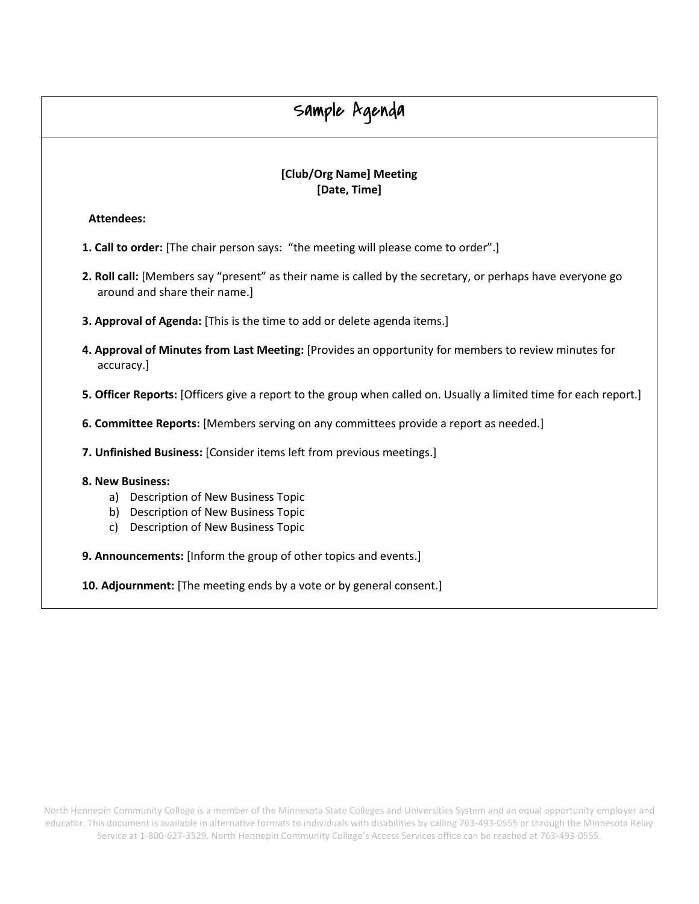# Sample Agenda

**[Club/Org Name] Meeting**
**[Date, Time]**

**Attendees:**

**1. Call to order:** [The chair person says: "the meeting will please come to order".]

**2. Roll call:** [Members say "present" as their name is called by the secretary, or perhaps have everyone go around and share their name.]

**3. Approval of Agenda:** [This is the time to add or delete agenda items.]

**4. Approval of Minutes from Last Meeting:** [Provides an opportunity for members to review minutes for accuracy.]

**5. Officer Reports:** [Officers give a report to the group when called on. Usually a limited time for each report.]

**6. Committee Reports:** [Members serving on any committees provide a report as needed.]

**7. Unfinished Business:** [Consider items left from previous meetings.]

**8. New Business:**

a) Description of New Business Topic
b) Description of New Business Topic
c) Description of New Business Topic

**9. Announcements:** [Inform the group of other topics and events.]

**10. Adjournment:** [The meeting ends by a vote or by general consent.]

North Hennepin Community College is a member of the Minnesota State Colleges and Universities System and an equal opportunity employer and educator. This document is available in alternative formats to individuals with disabilities by calling 763-493-0555 or through the Minnesota Relay Service at 1-800-627-3529. North Hennepin Community College's Access Services office can be reached at 763-493-0555.